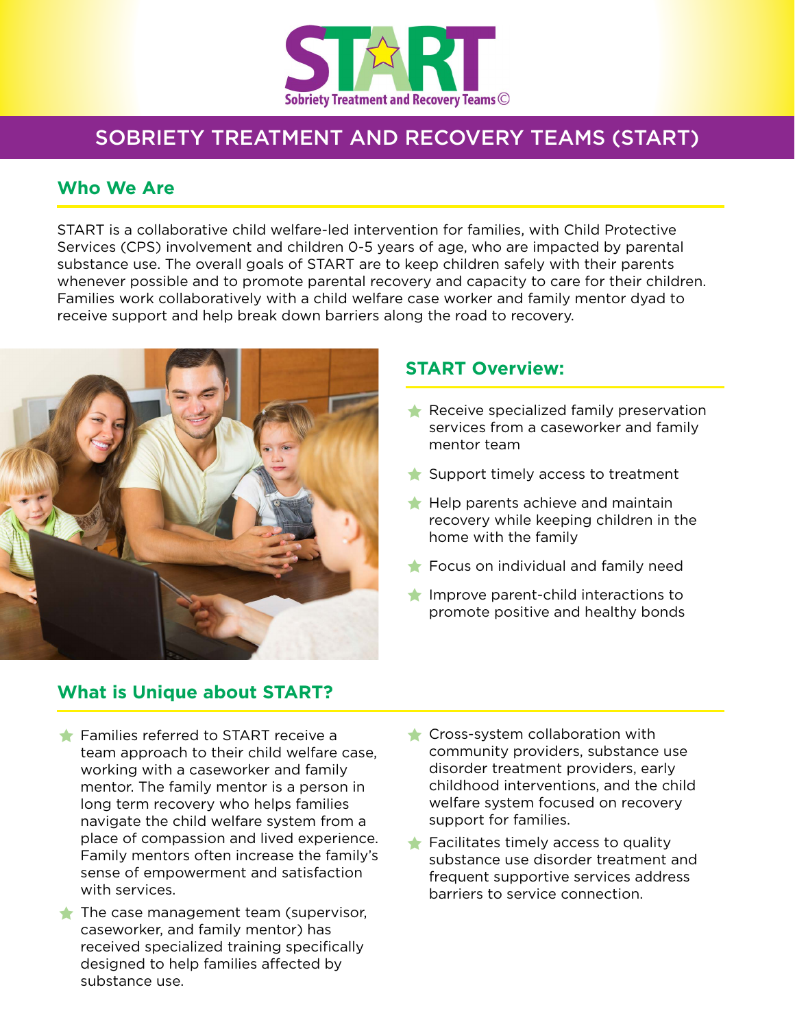START
Sobriety Treatment and Recovery Teams©

# SOBRIETY TREATMENT AND RECOVERY TEAMS (START)

## Who We Are

START is a collaborative child welfare-led intervention for families, with Child Protective Services (CPS) involvement and children 0-5 years of age, who are impacted by parental substance use. The overall goals of START are to keep children safely with their parents whenever possible and to promote parental recovery and capacity to care for their children. Families work collaboratively with a child welfare case worker and family mentor dyad to receive support and help break down barriers along the road to recovery.

## START Overview:

- Receive specialized family preservation services from a caseworker and family mentor team
- Support timely access to treatment
- Help parents achieve and maintain recovery while keeping children in the home with the family
- Focus on individual and family need
- Improve parent-child interactions to promote positive and healthy bonds

## What is Unique about START?

- Families referred to START receive a team approach to their child welfare case, working with a caseworker and family mentor. The family mentor is a person in long term recovery who helps families navigate the child welfare system from a place of compassion and lived experience. Family mentors often increase the family's sense of empowerment and satisfaction with services.
- The case management team (supervisor, caseworker, and family mentor) has received specialized training specifically designed to help families affected by substance use.
- Cross-system collaboration with community providers, substance use disorder treatment providers, early childhood interventions, and the child welfare system focused on recovery support for families.
- Facilitates timely access to quality substance use disorder treatment and frequent supportive services address barriers to service connection.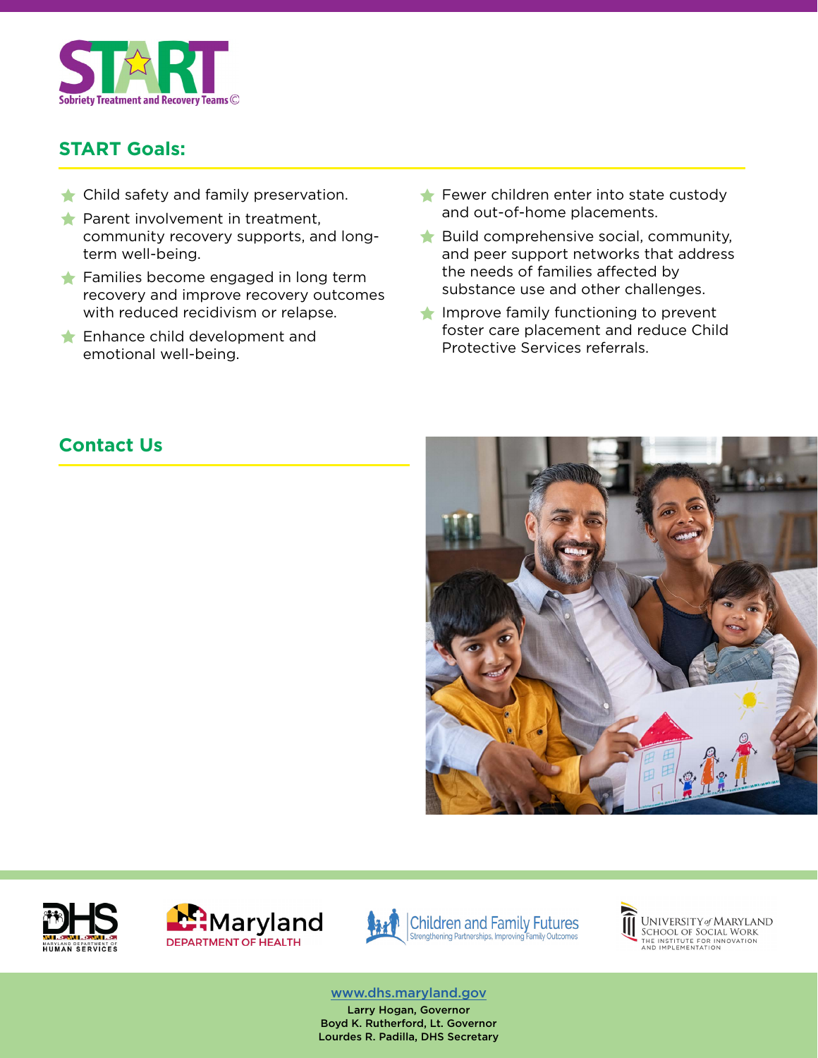START

Sobriety Treatment and Recovery Teams©

## START Goals:

- Child safety and family preservation.
- Parent involvement in treatment, community recovery supports, and long-term well-being.
- Families become engaged in long term recovery and improve recovery outcomes with reduced recidivism or relapse.
- Enhance child development and emotional well-being.
- Fewer children enter into state custody and out-of-home placements.
- Build comprehensive social, community, and peer support networks that address the needs of families affected by substance use and other challenges.
- Improve family functioning to prevent foster care placement and reduce Child Protective Services referrals.

## Contact Us

DHS Maryland Department of Human Services

Maryland Department of Health

Children and Family Futures — Strengthening Partnerships, Improving Family Outcomes

University of Maryland School of Social Work — The Institute for Innovation and Implementation

www.dhs.maryland.gov

Larry Hogan, Governor
Boyd K. Rutherford, Lt. Governor
Lourdes R. Padilla, DHS Secretary